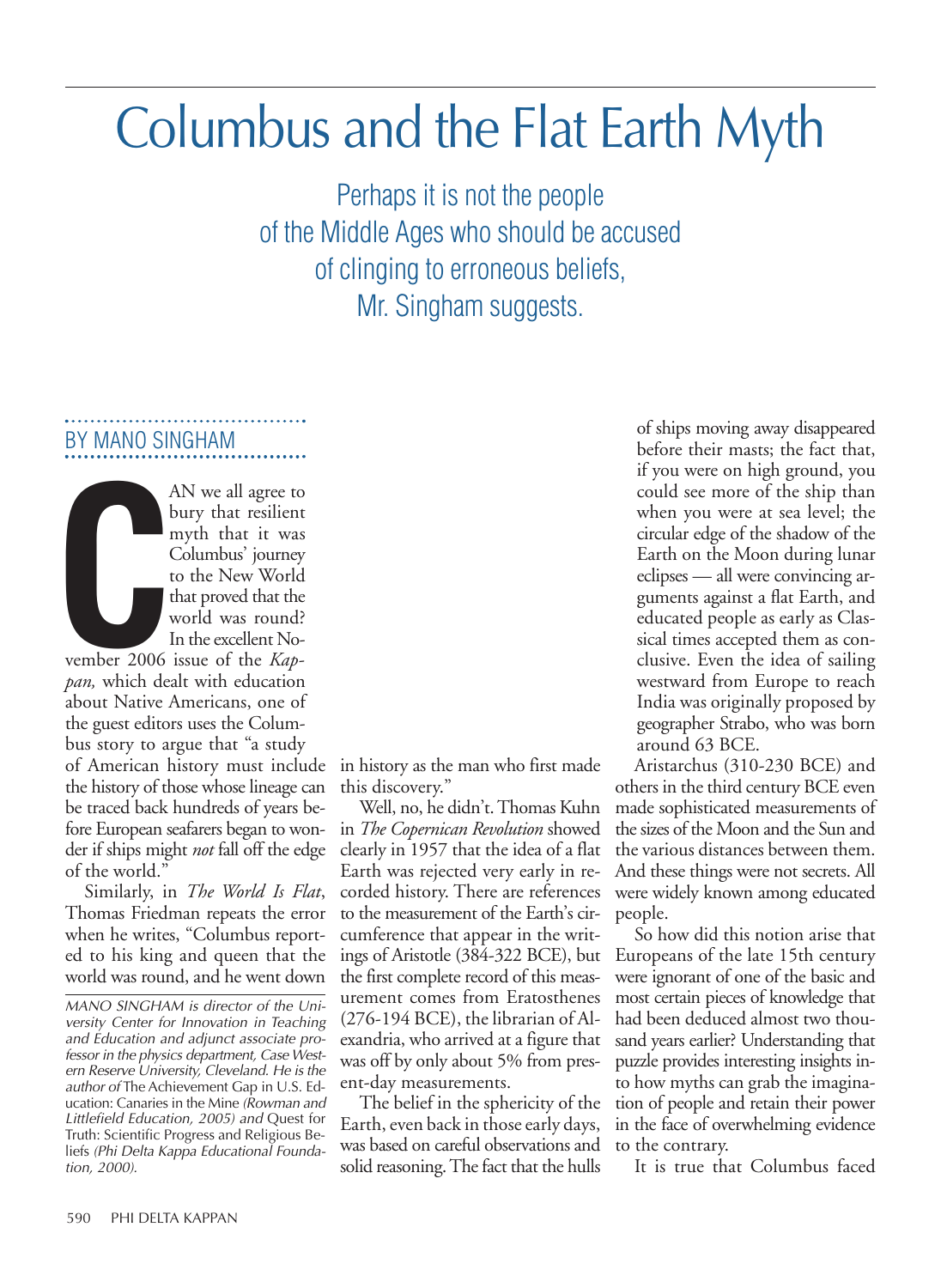# Columbus and the Flat Earth Myth

Perhaps it is not the people of the Middle Ages who should be accused of clinging to erroneous beliefs, Mr. Singham suggests.

BY MANO SINGHAM

CAN we all agree to bury that resilient myth that it was Columbus' journey to the New World that proved that the world was round? In the excellent November 2006 issue of the *Kappan,* which dealt with education about Native Americans, one of the guest editors uses the Columbus story to argue that "a study of American history must include the history of those whose lineage can be traced back hundreds of years before European seafarers began to wonder if ships might *not* fall off the edge of the world."

Similarly, in *The World Is Flat*, Thomas Friedman repeats the error when he writes, "Columbus reported to his king and queen that the world was round, and he went down in history as the man who first made this discovery."

Well, no, he didn't. Thomas Kuhn in *The Copernican Revolution* showed clearly in 1957 that the idea of a flat Earth was rejected very early in recorded history. There are references to the measurement of the Earth's circumference that appear in the writings of Aristotle (384-322 BCE), but the first complete record of this measurement comes from Eratosthenes (276-194 BCE), the librarian of Alexandria, who arrived at a figure that was off by only about 5% from present-day measurements.

The belief in the sphericity of the Earth, even back in those early days, was based on careful observations and solid reasoning. The fact that the hulls of ships moving away disappeared before their masts; the fact that, if you were on high ground, you could see more of the ship than when you were at sea level; the circular edge of the shadow of the Earth on the Moon during lunar eclipses — all were convincing arguments against a flat Earth, and educated people as early as Classical times accepted them as conclusive. Even the idea of sailing westward from Europe to reach India was originally proposed by geographer Strabo, who was born around 63 BCE.

Aristarchus (310-230 BCE) and others in the third century BCE even made sophisticated measurements of the sizes of the Moon and the Sun and the various distances between them. And these things were not secrets. All were widely known among educated people.

So how did this notion arise that Europeans of the late 15th century were ignorant of one of the basic and most certain pieces of knowledge that had been deduced almost two thousand years earlier? Understanding that puzzle provides interesting insights into how myths can grab the imagination of people and retain their power in the face of overwhelming evidence to the contrary.

It is true that Columbus faced

*MANO SINGHAM is director of the University Center for Innovation in Teaching and Education and adjunct associate professor in the physics department, Case Western Reserve University, Cleveland. He is the author of* The Achievement Gap in U.S. Education: Canaries in the Mine *(Rowman and Littlefield Education, 2005) and* Quest for Truth: Scientific Progress and Religious Beliefs *(Phi Delta Kappa Educational Foundation, 2000).*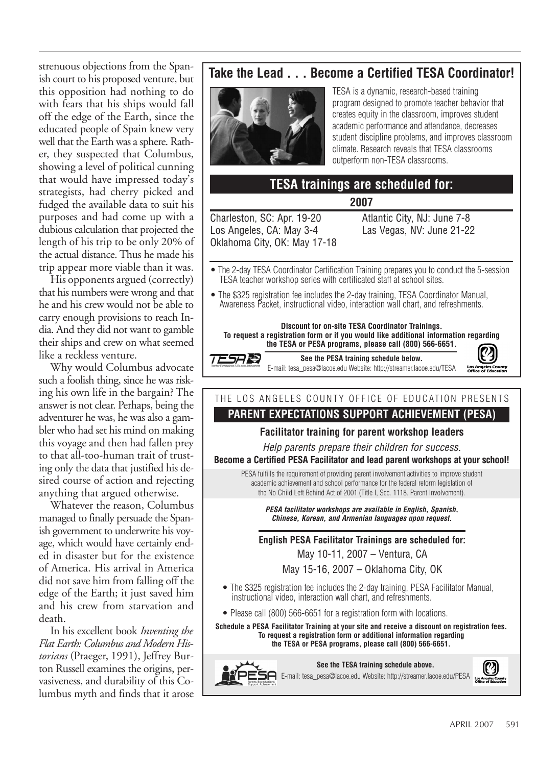strenuous objections from the Spanish court to his proposed venture, but this opposition had nothing to do with fears that his ships would fall off the edge of the Earth, since the educated people of Spain knew very well that the Earth was a sphere. Rather, they suspected that Columbus, showing a level of political cunning that would have impressed today's strategists, had cherry picked and fudged the available data to suit his purposes and had come up with a dubious calculation that projected the length of his trip to be only 20% of the actual distance. Thus he made his trip appear more viable than it was.

His opponents argued (correctly) that his numbers were wrong and that he and his crew would not be able to carry enough provisions to reach India. And they did not want to gamble their ships and crew on what seemed like a reckless venture.

Why would Columbus advocate such a foolish thing, since he was risking his own life in the bargain? The answer is not clear. Perhaps, being the adventurer he was, he was also a gambler who had set his mind on making this voyage and then had fallen prey to that all-too-human trait of trusting only the data that justified his desired course of action and rejecting anything that argued otherwise.

Whatever the reason, Columbus managed to finally persuade the Spanish government to underwrite his voyage, which would have certainly ended in disaster but for the existence of America. His arrival in America did not save him from falling off the edge of the Earth; it just saved him and his crew from starvation and death.

In his excellent book *Inventing the Flat Earth: Columbus and Modern Historians* (Praeger, 1991), Jeffrey Burton Russell examines the origins, pervasiveness, and durability of this Columbus myth and finds that it arose

## Take the Lead . . . Become a Certified TESA Coordinator!

TESA is a dynamic, research-based training program designed to promote teacher behavior that creates equity in the classroom, improves student academic performance and attendance, decreases student discipline problems, and improves classroom climate. Research reveals that TESA classrooms outperform non-TESA classrooms.

### TESA trainings are scheduled for:

**2007**

Charleston, SC: Apr. 19-20
Los Angeles, CA: May 3-4
Oklahoma City, OK: May 17-18
Atlantic City, NJ: June 7-8
Las Vegas, NV: June 21-22

- The 2-day TESA Coordinator Certification Training prepares you to conduct the 5-session TESA teacher workshop series with certificated staff at school sites.
- The $325 registration fee includes the 2-day training, TESA Coordinator Manual, Awareness Packet, instructional video, interaction wall chart, and refreshments.

**Discount for on-site TESA Coordinator Trainings.**
**To request a registration form or if you would like additional information regarding the TESA or PESA programs, please call (800) 566-6651.**

**See the PESA training schedule below.**
E-mail: tesa_pesa@lacoe.edu Website: http://streamer.lacoe.edu/TESA

THE LOS ANGELES COUNTY OFFICE OF EDUCATION PRESENTS

## PARENT EXPECTATIONS SUPPORT ACHIEVEMENT (PESA)

**Facilitator training for parent workshop leaders**

*Help parents prepare their children for success.*

**Become a Certified PESA Facilitator and lead parent workshops at your school!**

PESA fulfills the requirement of providing parent involvement activities to improve student academic achievement and school performance for the federal reform legislation of the No Child Left Behind Act of 2001 (Title I, Sec. 1118. Parent Involvement).

***PESA facilitator workshops are available in English, Spanish, Chinese, Korean, and Armenian languages upon request.***

**English PESA Facilitator Trainings are scheduled for:**

May 10-11, 2007 – Ventura, CA
May 15-16, 2007 – Oklahoma City, OK

- The $325 registration fee includes the 2-day training, PESA Facilitator Manual, instructional video, interaction wall chart, and refreshments.
- Please call (800) 566-6651 for a registration form with locations.

**Schedule a PESA Facilitator Training at your site and receive a discount on registration fees. To request a registration form or additional information regarding the TESA or PESA programs, please call (800) 566-6651.**

**See the TESA training schedule above.**
E-mail: tesa_pesa@lacoe.edu Website: http://streamer.lacoe.edu/PESA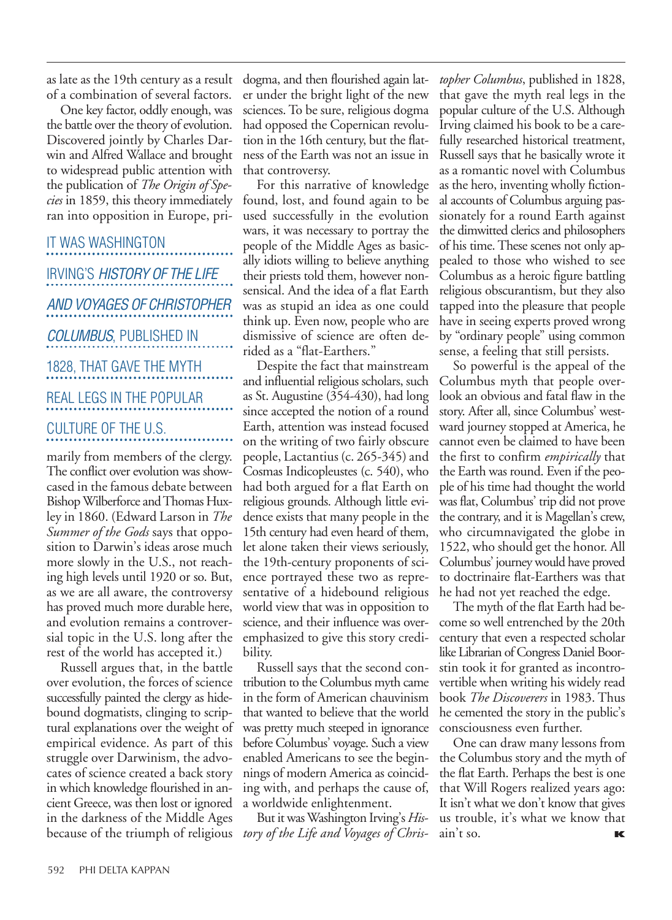as late as the 19th century as a result of a combination of several factors.

One key factor, oddly enough, was the battle over the theory of evolution. Discovered jointly by Charles Darwin and Alfred Wallace and brought to widespread public attention with the publication of *The Origin of Species* in 1859, this theory immediately ran into opposition in Europe, primarily from members of the clergy. The conflict over evolution was showcased in the famous debate between Bishop Wilberforce and Thomas Huxley in 1860. (Edward Larson in *The Summer of the Gods* says that opposition to Darwin's ideas arose much more slowly in the U.S., not reaching high levels until 1920 or so. But, as we are all aware, the controversy has proved much more durable here, and evolution remains a controversial topic in the U.S. long after the rest of the world has accepted it.)

> IT WAS WASHINGTON IRVING'S *HISTORY OF THE LIFE AND VOYAGES OF CHRISTOPHER COLUMBUS*, PUBLISHED IN 1828, THAT GAVE THE MYTH REAL LEGS IN THE POPULAR CULTURE OF THE U.S.

Russell argues that, in the battle over evolution, the forces of science successfully painted the clergy as hidebound dogmatists, clinging to scriptural explanations over the weight of empirical evidence. As part of this struggle over Darwinism, the advocates of science created a back story in which knowledge flourished in ancient Greece, was then lost or ignored in the darkness of the Middle Ages because of the triumph of religious dogma, and then flourished again later under the bright light of the new sciences. To be sure, religious dogma had opposed the Copernican revolution in the 16th century, but the flatness of the Earth was not an issue in that controversy.

For this narrative of knowledge found, lost, and found again to be used successfully in the evolution wars, it was necessary to portray the people of the Middle Ages as basically idiots willing to believe anything their priests told them, however nonsensical. And the idea of a flat Earth was as stupid an idea as one could think up. Even now, people who are dismissive of science are often derided as a "flat-Earthers."

Despite the fact that mainstream and influential religious scholars, such as St. Augustine (354-430), had long since accepted the notion of a round Earth, attention was instead focused on the writing of two fairly obscure people, Lactantius (c. 265-345) and Cosmas Indicopleustes (c. 540), who had both argued for a flat Earth on religious grounds. Although little evidence exists that many people in the 15th century had even heard of them, let alone taken their views seriously, the 19th-century proponents of science portrayed these two as representative of a hidebound religious world view that was in opposition to science, and their influence was overemphasized to give this story credibility.

Russell says that the second contribution to the Columbus myth came in the form of American chauvinism that wanted to believe that the world was pretty much steeped in ignorance before Columbus' voyage. Such a view enabled Americans to see the beginnings of modern America as coinciding with, and perhaps the cause of, a worldwide enlightenment.

But it was Washington Irving's *History of the Life and Voyages of Christopher Columbus*, published in 1828, that gave the myth real legs in the popular culture of the U.S. Although Irving claimed his book to be a carefully researched historical treatment, Russell says that he basically wrote it as a romantic novel with Columbus as the hero, inventing wholly fictional accounts of Columbus arguing passionately for a round Earth against the dimwitted clerics and philosophers of his time. These scenes not only appealed to those who wished to see Columbus as a heroic figure battling religious obscurantism, but they also tapped into the pleasure that people have in seeing experts proved wrong by "ordinary people" using common sense, a feeling that still persists.

So powerful is the appeal of the Columbus myth that people overlook an obvious and fatal flaw in the story. After all, since Columbus' westward journey stopped at America, he cannot even be claimed to have been the first to confirm *empirically* that the Earth was round. Even if the people of his time had thought the world was flat, Columbus' trip did not prove the contrary, and it is Magellan's crew, who circumnavigated the globe in 1522, who should get the honor. All Columbus' journey would have proved to doctrinaire flat-Earthers was that he had not yet reached the edge.

The myth of the flat Earth had become so well entrenched by the 20th century that even a respected scholar like Librarian of Congress Daniel Boorstin took it for granted as incontrovertible when writing his widely read book *The Discoverers* in 1983. Thus he cemented the story in the public's consciousness even further.

One can draw many lessons from the Columbus story and the myth of the flat Earth. Perhaps the best is one that Will Rogers realized years ago: It isn't what we don't know that gives us trouble, it's what we know that ain't so.